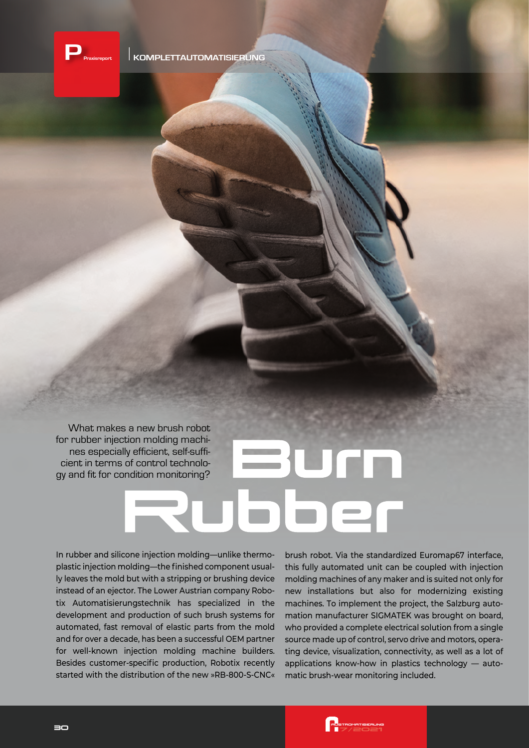# Burn Rubber

What makes a new brush robot for rubber injection molding machines especially efficient, self-sufficient in terms of control technology and fit for condition monitoring?

In rubber and silicone injection molding—unlike thermoplastic injection molding—the finished component usually leaves the mold but with a stripping or brushing device instead of an ejector. The Lower Austrian company Robotix Automatisierungstechnik has specialized in the development and production of such brush systems for automated, fast removal of elastic parts from the mold and for over a decade, has been a successful OEM partner for well-known injection molding machine builders. Besides customer-specific production, Robotix recently started with the distribution of the new »RB-800-S-CNC« brush robot. Via the standardized Euromap67 interface, this fully automated unit can be coupled with injection molding machines of any maker and is suited not only for new installations but also for modernizing existing machines. To implement the project, the Salzburg automation manufacturer SIGMATEK was brought on board, who provided a complete electrical solution from a single source made up of control, servo drive and motors, operating device, visualization, connectivity, as well as a lot of applications know-how in plastics technology — automatic brush-wear monitoring included.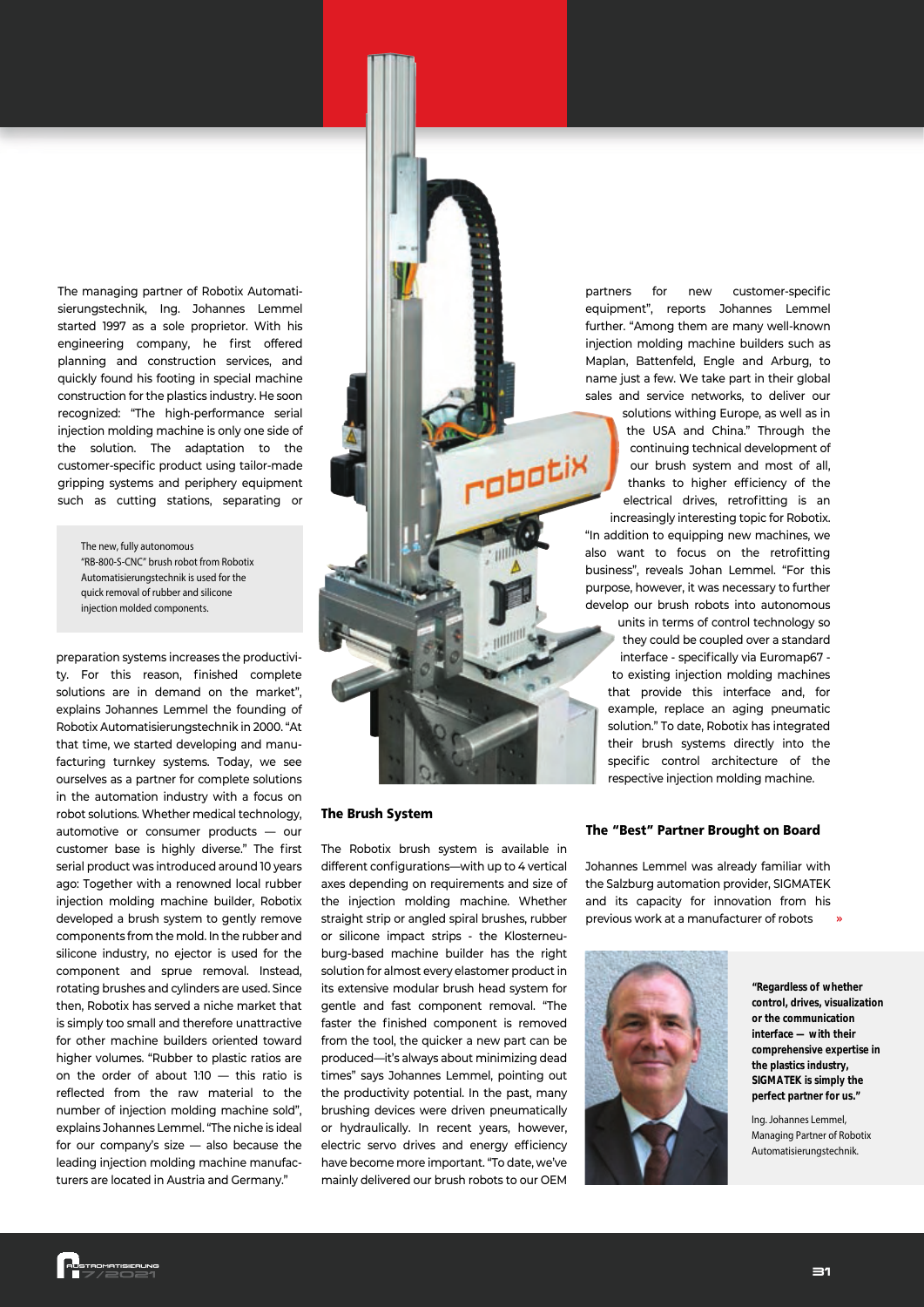The managing partner of Robotix Automatisierungstechnik, Ing. Johannes Lemmel started 1997 as a sole proprietor. With his engineering company, he first offered planning and construction services, and quickly found his footing in special machine construction for the plastics industry. He soon recognized: "The high-performance serial injection molding machine is only one side of the solution. The adaptation to the customer-specific product using tailor-made gripping systems and periphery equipment such as cutting stations, separating or preparation systems increases the productivity. For this reason, finished complete solutions are in demand on the market", explains Johannes Lemmel the founding of Robotix Automatisierungstechnik in 2000. "At that time, we started developing and manufacturing turnkey systems. Today, we see ourselves as a partner for complete solutions in the automation industry with a focus on robot solutions. Whether medical technology, automotive or consumer products — our customer base is highly diverse." The first serial product was introduced around 10 years ago: Together with a renowned local rubber injection molding machine builder, Robotix developed a brush system to gently remove components from the mold. In the rubber and silicone industry, no ejector is used for the component and sprue removal. Instead, rotating brushes and cylinders are used. Since then, Robotix has served a niche market that is simply too small and therefore unattractive for other machine builders oriented toward higher volumes. "Rubber to plastic ratios are on the order of about 1:10 — this ratio is reflected from the raw material to the number of injection molding machine sold", explains Johannes Lemmel. "The niche is ideal for our company's size — also because the leading injection molding machine manufacturers are located in Austria and Germany."

The new, fully autonomous "RB-800-S-CNC" brush robot from Robotix Automatisierungstechnik is used for the quick removal of rubber and silicone injection molded components.

## The Brush System

The Robotix brush system is available in different configurations—with up to 4 vertical axes depending on requirements and size of the injection molding machine. Whether straight strip or angled spiral brushes, rubber or silicone impact strips - the Klosterneuburg-based machine builder has the right solution for almost every elastomer product in its extensive modular brush head system for gentle and fast component removal. "The faster the finished component is removed from the tool, the quicker a new part can be produced—it's always about minimizing dead times" says Johannes Lemmel, pointing out the productivity potential. In the past, many brushing devices were driven pneumatically or hydraulically. In recent years, however, electric servo drives and energy efficiency have become more important. "To date, we've mainly delivered our brush robots to our OEM partners for new customer-specific equipment", reports Johannes Lemmel further. "Among them are many well-known injection molding machine builders such as Maplan, Battenfeld, Engle and Arburg, to name just a few. We take part in their global sales and service networks, to deliver our solutions withing Europe, as well as in the USA and China." Through the continuing technical development of our brush system and most of all, thanks to higher efficiency of the electrical drives, retrofitting is an increasingly interesting topic for Robotix. "In addition to equipping new machines, we also want to focus on the retrofitting business", reveals Johan Lemmel. "For this purpose, however, it was necessary to further develop our brush robots into autonomous units in terms of control technology so they could be coupled over a standard interface - specifically via Euromap67 - to existing injection molding machines that provide this interface and, for example, replace an aging pneumatic solution." To date, Robotix has integrated their brush systems directly into the specific control architecture of the respective injection molding machine.

## The "Best" Partner Brought on Board

Johannes Lemmel was already familiar with the Salzburg automation provider, SIGMATEK and its capacity for innovation from his previous work at a manufacturer of robots »

**"Regardless of whether control, drives, visualization or the communication interface — with their comprehensive expertise in the plastics industry, SIGMATEK is simply the perfect partner for us."**

Ing. Johannes Lemmel, Managing Partner of Robotix Automatisierungstechnik.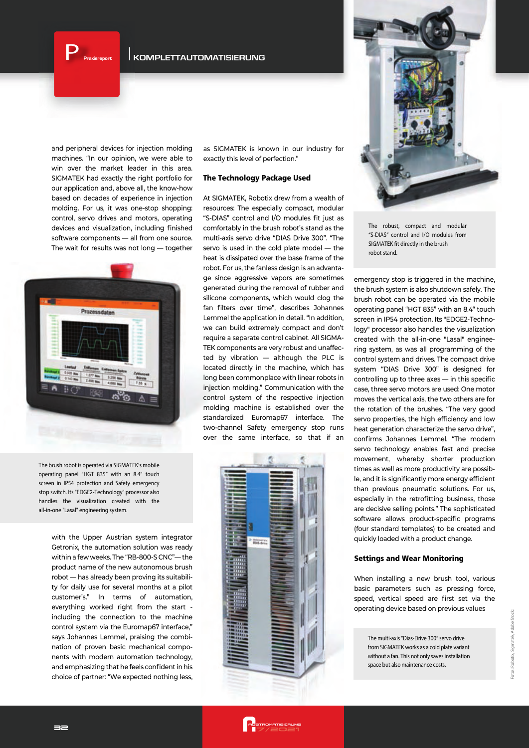and peripheral devices for injection molding machines. "In our opinion, we were able to win over the market leader in this area. SIGMATEK had exactly the right portfolio for our application and, above all, the know-how based on decades of experience in injection molding. For us, it was one-stop shopping: control, servo drives and motors, operating devices and visualization, including finished software components — all from one source. The wait for results was not long — together

The brush robot is operated via SIGMATEK's mobile operating panel "HGT 835" with an 8.4" touch screen in IP54 protection and Safety emergency stop switch. Its "EDGE2-Technology" processor also handles the visualization created with the all-in-one "Lasal" engineering system.

with the Upper Austrian system integrator Getronix, the automation solution was ready within a few weeks. The "RB-800-S CNC"— the product name of the new autonomous brush robot — has already been proving its suitability for daily use for several months at a pilot customer's." In terms of automation, everything worked right from the start - including the connection to the machine control system via the Euromap67 interface," says Johannes Lemmel, praising the combination of proven basic mechanical components with modern automation technology, and emphasizing that he feels confident in his choice of partner: "We expected nothing less, as SIGMATEK is known in our industry for exactly this level of perfection."

### The Technology Package Used

At SIGMATEK, Robotix drew from a wealth of resources: The especially compact, modular "S-DIAS" control and I/O modules fit just as comfortably in the brush robot's stand as the multi-axis servo drive "DIAS Drive 300". "The servo is used in the cold plate model — the heat is dissipated over the base frame of the robot. For us, the fanless design is an advantage since aggressive vapors are sometimes generated during the removal of rubber and silicone components, which would clog the fan filters over time", describes Johannes Lemmel the application in detail. "In addition, we can build extremely compact and don't require a separate control cabinet. All SIGMATEK components are very robust and unaffected by vibration — although the PLC is located directly in the machine, which has long been commonplace with linear robots in injection molding." Communication with the control system of the respective injection molding machine is established over the standardized Euromap67 interface. The two-channel Safety emergency stop runs over the same interface, so that if an emergency stop is triggered in the machine, the brush system is also shutdown safely. The brush robot can be operated via the mobile operating panel "HGT 835" with an 8.4" touch screen in IP54 protection. Its "EDGE2-Technology" processor also handles the visualization created with the all-in-one "Lasal" engineering system, as was all programming of the control system and drives. The compact drive system "DIAS Drive 300" is designed for controlling up to three axes — in this specific case, three servo motors are used: One motor moves the vertical axis, the two others are for the rotation of the brushes. "The very good servo properties, the high efficiency and low heat generation characterize the servo drive", confirms Johannes Lemmel. "The modern servo technology enables fast and precise movement, whereby shorter production times as well as more productivity are possible, and it is significantly more energy efficient than previous pneumatic solutions. For us, especially in the retrofitting business, those are decisive selling points." The sophisticated software allows product-specific programs (four standard templates) to be created and quickly loaded with a product change.

The robust, compact and modular "S-DIAS" control and I/O modules from SIGMATEK fit directly in the brush robot stand.

### Settings and Wear Monitoring

When installing a new brush tool, various basic parameters such as pressing force, speed, vertical speed are first set via the operating device based on previous values

The multi-axis "Dias-Drive 300" servo drive from SIGMATEK works as a cold plate variant without a fan. This not only saves installation space but also maintenance costs.

Fotos: Robotix, Sigmatek, Adobe Stock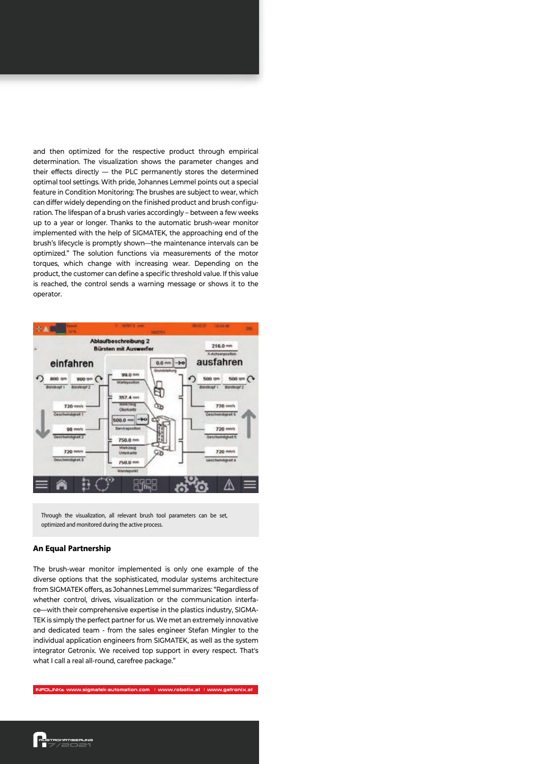and then optimized for the respective product through empirical determination. The visualization shows the parameter changes and their effects directly — the PLC permanently stores the determined optimal tool settings. With pride, Johannes Lemmel points out a special feature in Condition Monitoring: The brushes are subject to wear, which can differ widely depending on the finished product and brush configuration. The lifespan of a brush varies accordingly – between a few weeks up to a year or longer. Thanks to the automatic brush-wear monitor implemented with the help of SIGMATEK, the approaching end of the brush's lifecycle is promptly shown—the maintenance intervals can be optimized." The solution functions via measurements of the motor torques, which change with increasing wear. Depending on the product, the customer can define a specific threshold value. If this value is reached, the control sends a warning message or shows it to the operator.

Through the visualization, all relevant brush tool parameters can be set, optimized and monitored during the active process.

### An Equal Partnership

The brush-wear monitor implemented is only one example of the diverse options that the sophisticated, modular systems architecture from SIGMATEK offers, as Johannes Lemmel summarizes: "Regardless of whether control, drives, visualization or the communication interface—with their comprehensive expertise in the plastics industry, SIGMATEK is simply the perfect partner for us. We met an extremely innovative and dedicated team - from the sales engineer Stefan Mingler to the individual application engineers from SIGMATEK, as well as the system integrator Getronix. We received top support in every respect. That's what I call a real all-round, carefree package."

INFOLINKS: www.sigmatek-automation.com | www.robotix.at | www.getronix.at